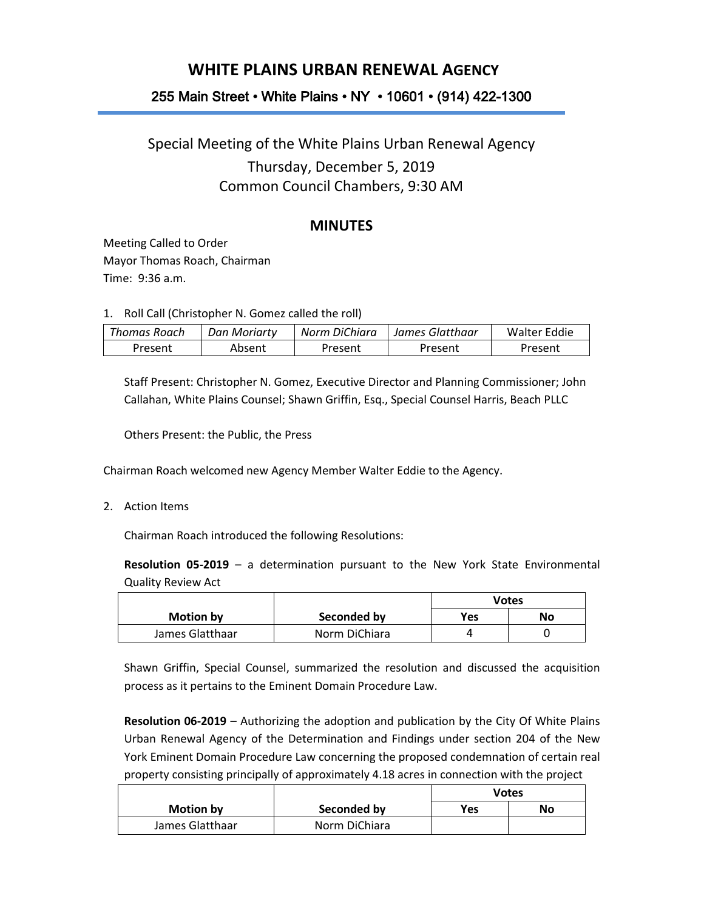# WHITE PLAINS URBAN RENEWAL AGENCY

255 Main Street • White Plains • NY • 10601 • (914) 422-1300

## Special Meeting of the White Plains Urban Renewal Agency
## Thursday, December 5, 2019
## Common Council Chambers, 9:30 AM

## MINUTES

Meeting Called to Order
Mayor Thomas Roach, Chairman
Time: 9:36 a.m.

1. Roll Call (Christopher N. Gomez called the roll)

| *Thomas Roach* | *Dan Moriarty* | *Norm DiChiara* | *James Glatthaar* | Walter Eddie |
|---|---|---|---|---|
| Present | Absent | Present | Present | Present |

Staff Present: Christopher N. Gomez, Executive Director and Planning Commissioner; John Callahan, White Plains Counsel; Shawn Griffin, Esq., Special Counsel Harris, Beach PLLC

Others Present: the Public, the Press

Chairman Roach welcomed new Agency Member Walter Eddie to the Agency.

2. Action Items

Chairman Roach introduced the following Resolutions:

**Resolution 05-2019** – a determination pursuant to the New York State Environmental Quality Review Act

| Motion by | Seconded by | Votes | |
|---|---|---|---|
| | | Yes | No |
| James Glatthaar | Norm DiChiara | 4 | 0 |

Shawn Griffin, Special Counsel, summarized the resolution and discussed the acquisition process as it pertains to the Eminent Domain Procedure Law.

**Resolution 06-2019** – Authorizing the adoption and publication by the City Of White Plains Urban Renewal Agency of the Determination and Findings under section 204 of the New York Eminent Domain Procedure Law concerning the proposed condemnation of certain real property consisting principally of approximately 4.18 acres in connection with the project

| Motion by | Seconded by | Votes | |
|---|---|---|---|
| | | Yes | No |
| James Glatthaar | Norm DiChiara | | |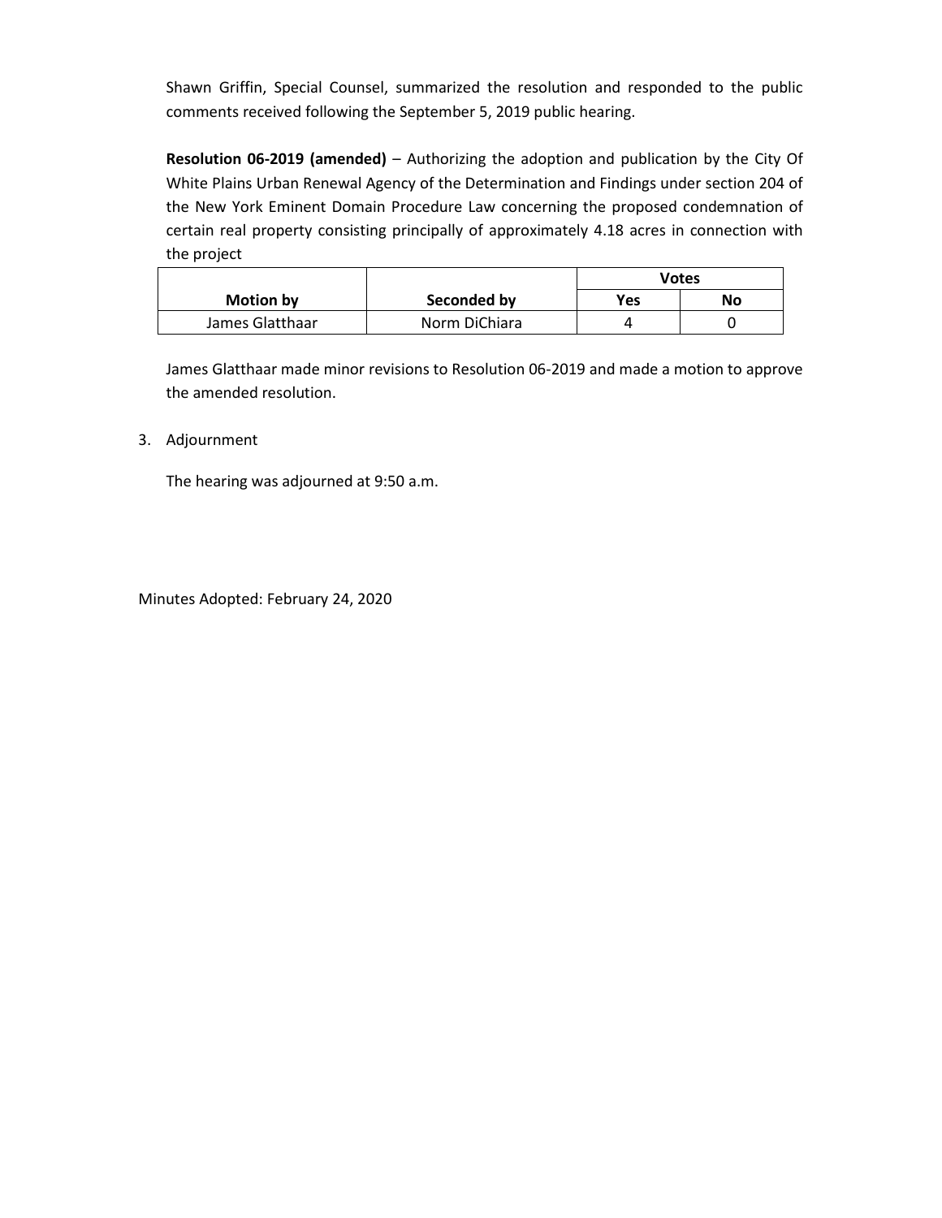Shawn Griffin, Special Counsel, summarized the resolution and responded to the public comments received following the September 5, 2019 public hearing.

**Resolution 06-2019 (amended)** – Authorizing the adoption and publication by the City Of White Plains Urban Renewal Agency of the Determination and Findings under section 204 of the New York Eminent Domain Procedure Law concerning the proposed condemnation of certain real property consisting principally of approximately 4.18 acres in connection with the project

| | | Votes | |
|---|---|---|---|
| **Motion by** | **Seconded by** | **Yes** | **No** |
| James Glatthaar | Norm DiChiara | 4 | 0 |

James Glatthaar made minor revisions to Resolution 06-2019 and made a motion to approve the amended resolution.

3. Adjournment

The hearing was adjourned at 9:50 a.m.

Minutes Adopted: February 24, 2020